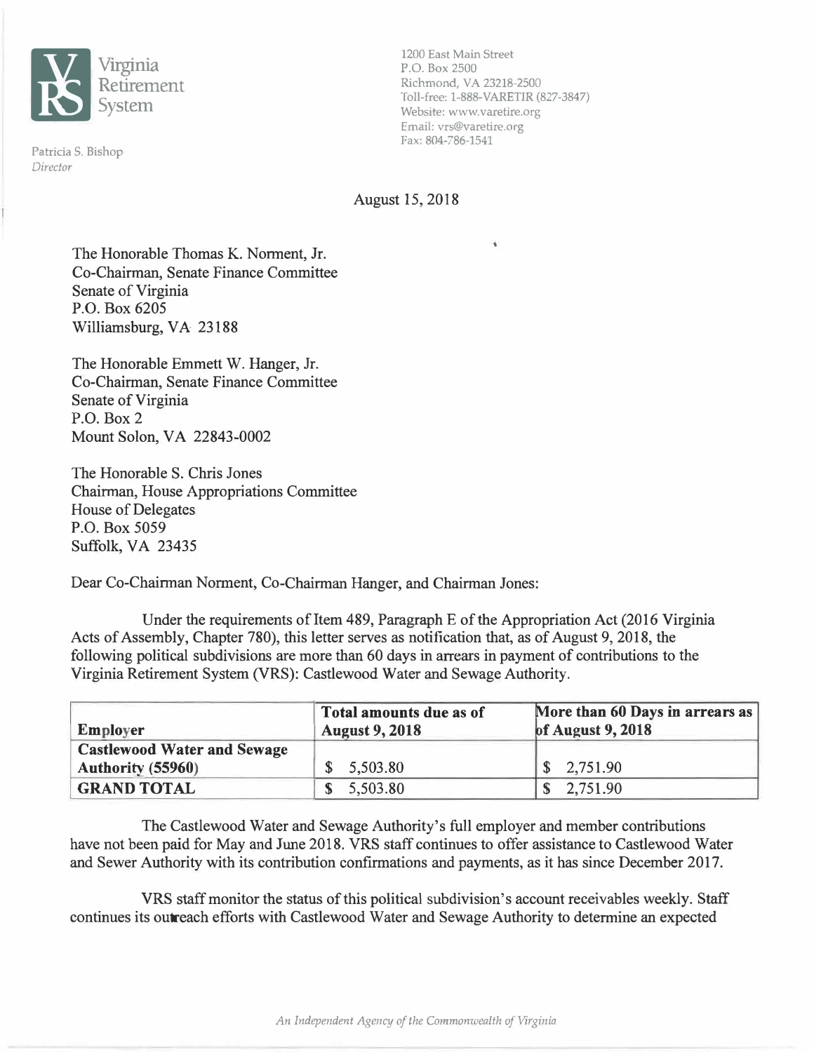Virginia Retirement System

Patricia S. Bishop
*Director*

1200 East Main Street
P.O. Box 2500
Richmond, VA 23218-2500
Toll-free: 1-888-VARETIR (827-3847)
Website: www.varetire.org
Email: vrs@varetire.org
Fax: 804-786-1541

August 15, 2018

The Honorable Thomas K. Norment, Jr.
Co-Chairman, Senate Finance Committee
Senate of Virginia
P.O. Box 6205
Williamsburg, VA 23188

The Honorable Emmett W. Hanger, Jr.
Co-Chairman, Senate Finance Committee
Senate of Virginia
P.O. Box 2
Mount Solon, VA 22843-0002

The Honorable S. Chris Jones
Chairman, House Appropriations Committee
House of Delegates
P.O. Box 5059
Suffolk, VA 23435

Dear Co-Chairman Norment, Co-Chairman Hanger, and Chairman Jones:

Under the requirements of Item 489, Paragraph E of the Appropriation Act (2016 Virginia Acts of Assembly, Chapter 780), this letter serves as notification that, as of August 9, 2018, the following political subdivisions are more than 60 days in arrears in payment of contributions to the Virginia Retirement System (VRS): Castlewood Water and Sewage Authority.

| **Employer** | **Total amounts due as of August 9, 2018** | **More than 60 Days in arrears as of August 9, 2018** |
|---|---|---|
| **Castlewood Water and Sewage Authority (55960)** | $ 5,503.80 | $ 2,751.90 |
| **GRAND TOTAL** | **$ 5,503.80** | **$ 2,751.90** |

The Castlewood Water and Sewage Authority's full employer and member contributions have not been paid for May and June 2018. VRS staff continues to offer assistance to Castlewood Water and Sewer Authority with its contribution confirmations and payments, as it has since December 2017.

VRS staff monitor the status of this political subdivision's account receivables weekly. Staff continues its outreach efforts with Castlewood Water and Sewage Authority to determine an expected

*An Independent Agency of the Commonwealth of Virginia*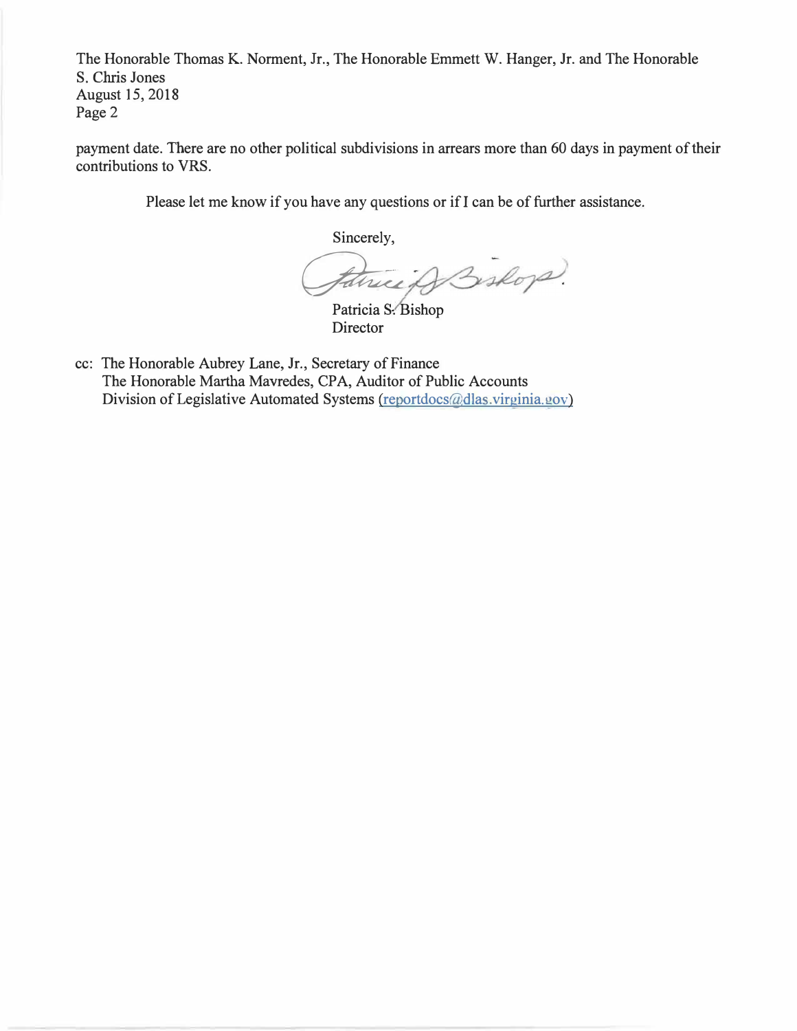payment date. There are no other political subdivisions in arrears more than 60 days in payment of their contributions to VRS.

Please let me know if you have any questions or if I can be of further assistance.

Sincerely,

Patricia S. Bishop
Director

cc: The Honorable Aubrey Lane, Jr., Secretary of Finance
The Honorable Martha Mavredes, CPA, Auditor of Public Accounts
Division of Legislative Automated Systems (reportdocs@dlas.virginia.gov)